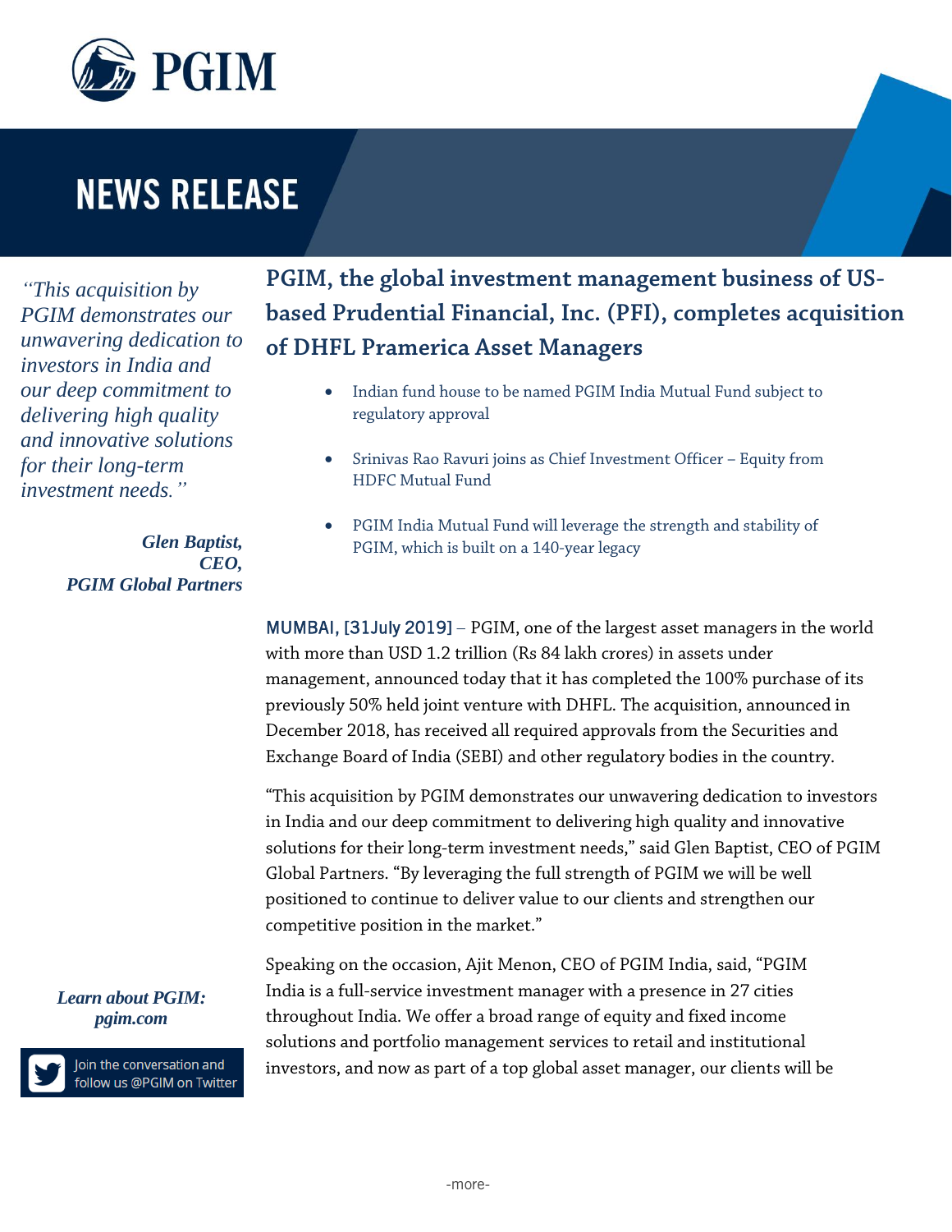# NEWS RELEASE

*"This acquisition by PGIM demonstrates our unwavering dedication to investors in India and our deep commitment to delivering high quality and innovative solutions for their long-term investment needs."*

***Glen Baptist, CEO, PGIM Global Partners***

## PGIM, the global investment management business of US-based Prudential Financial, Inc. (PFI), completes acquisition of DHFL Pramerica Asset Managers

- Indian fund house to be named PGIM India Mutual Fund subject to regulatory approval
- Srinivas Rao Ravuri joins as Chief Investment Officer – Equity from HDFC Mutual Fund
- PGIM India Mutual Fund will leverage the strength and stability of PGIM, which is built on a 140-year legacy

MUMBAI, [31July 2019] – PGIM, one of the largest asset managers in the world with more than USD 1.2 trillion (Rs 84 lakh crores) in assets under management, announced today that it has completed the 100% purchase of its previously 50% held joint venture with DHFL. The acquisition, announced in December 2018, has received all required approvals from the Securities and Exchange Board of India (SEBI) and other regulatory bodies in the country.

"This acquisition by PGIM demonstrates our unwavering dedication to investors in India and our deep commitment to delivering high quality and innovative solutions for their long-term investment needs," said Glen Baptist, CEO of PGIM Global Partners. "By leveraging the full strength of PGIM we will be well positioned to continue to deliver value to our clients and strengthen our competitive position in the market."

Speaking on the occasion, Ajit Menon, CEO of PGIM India, said, "PGIM India is a full-service investment manager with a presence in 27 cities throughout India. We offer a broad range of equity and fixed income solutions and portfolio management services to retail and institutional investors, and now as part of a top global asset manager, our clients will be

***Learn about PGIM: pgim.com***

Join the conversation and follow us @PGIM on Twitter

-more-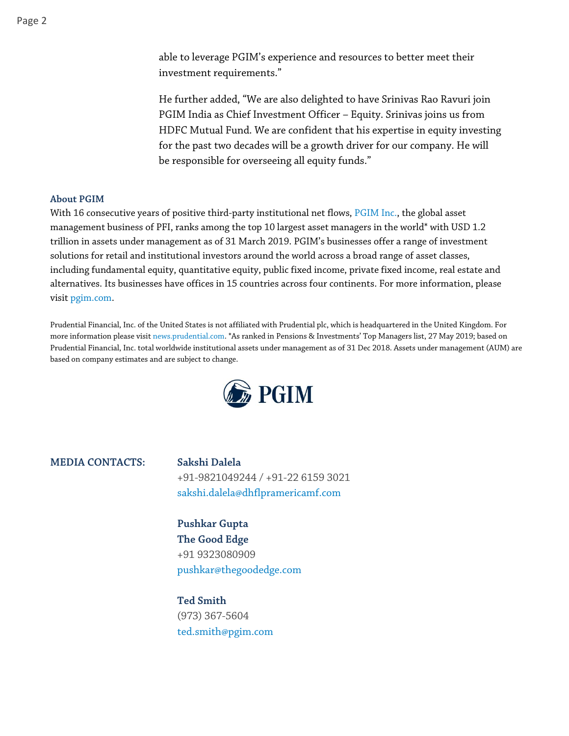able to leverage PGIM's experience and resources to better meet their investment requirements."

He further added, "We are also delighted to have Srinivas Rao Ravuri join PGIM India as Chief Investment Officer – Equity. Srinivas joins us from HDFC Mutual Fund. We are confident that his expertise in equity investing for the past two decades will be a growth driver for our company. He will be responsible for overseeing all equity funds."

**About PGIM**

With 16 consecutive years of positive third-party institutional net flows, PGIM Inc., the global asset management business of PFI, ranks among the top 10 largest asset managers in the world* with USD 1.2 trillion in assets under management as of 31 March 2019. PGIM's businesses offer a range of investment solutions for retail and institutional investors around the world across a broad range of asset classes, including fundamental equity, quantitative equity, public fixed income, private fixed income, real estate and alternatives. Its businesses have offices in 15 countries across four continents. For more information, please visit pgim.com.

Prudential Financial, Inc. of the United States is not affiliated with Prudential plc, which is headquartered in the United Kingdom. For more information please visit news.prudential.com. *As ranked in Pensions & Investments' Top Managers list, 27 May 2019; based on Prudential Financial, Inc. total worldwide institutional assets under management as of 31 Dec 2018. Assets under management (AUM) are based on company estimates and are subject to change.

PGIM

**MEDIA CONTACTS:**

**Sakshi Dalela**
+91-9821049244 / +91-22 6159 3021
sakshi.dalela@dhflpramericamf.com

**Pushkar Gupta**
**The Good Edge**
+91 9323080909
pushkar@thegoodedge.com

**Ted Smith**
(973) 367-5604
ted.smith@pgim.com